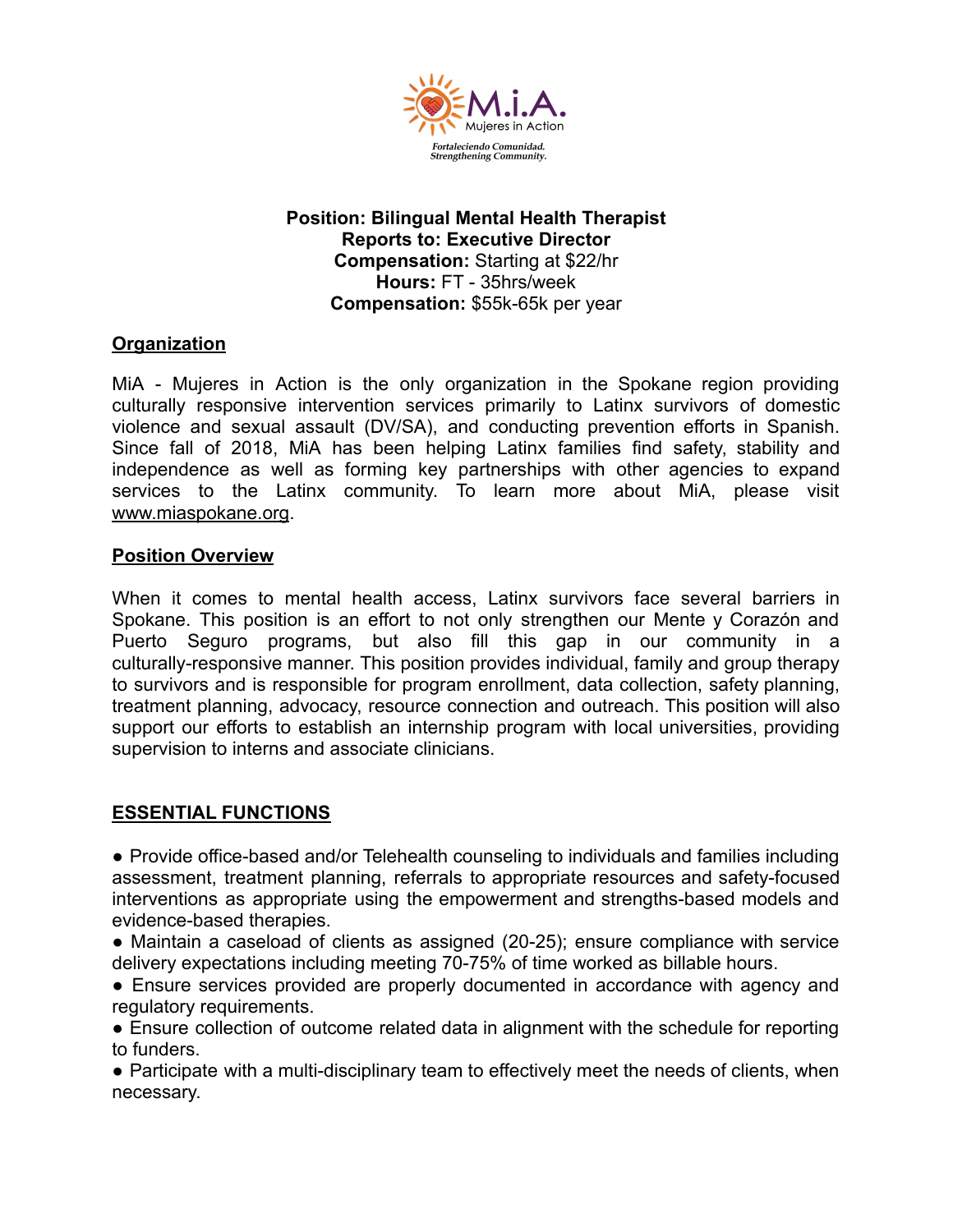M.i.A.
Mujeres in Action

*Fortaleciendo Comunidad.*
*Strengthening Community.*

**Position: Bilingual Mental Health Therapist**
**Reports to: Executive Director**
**Compensation:** Starting at $22/hr
**Hours:** FT - 35hrs/week
**Compensation:** $55k-65k per year

## Organization

MiA - Mujeres in Action is the only organization in the Spokane region providing culturally responsive intervention services primarily to Latinx survivors of domestic violence and sexual assault (DV/SA), and conducting prevention efforts in Spanish. Since fall of 2018, MiA has been helping Latinx families find safety, stability and independence as well as forming key partnerships with other agencies to expand services to the Latinx community. To learn more about MiA, please visit www.miaspokane.org.

## Position Overview

When it comes to mental health access, Latinx survivors face several barriers in Spokane. This position is an effort to not only strengthen our Mente y Corazón and Puerto Seguro programs, but also fill this gap in our community in a culturally-responsive manner. This position provides individual, family and group therapy to survivors and is responsible for program enrollment, data collection, safety planning, treatment planning, advocacy, resource connection and outreach. This position will also support our efforts to establish an internship program with local universities, providing supervision to interns and associate clinicians.

## ESSENTIAL FUNCTIONS

- Provide office-based and/or Telehealth counseling to individuals and families including assessment, treatment planning, referrals to appropriate resources and safety-focused interventions as appropriate using the empowerment and strengths-based models and evidence-based therapies.
- Maintain a caseload of clients as assigned (20-25); ensure compliance with service delivery expectations including meeting 70-75% of time worked as billable hours.
- Ensure services provided are properly documented in accordance with agency and regulatory requirements.
- Ensure collection of outcome related data in alignment with the schedule for reporting to funders.
- Participate with a multi-disciplinary team to effectively meet the needs of clients, when necessary.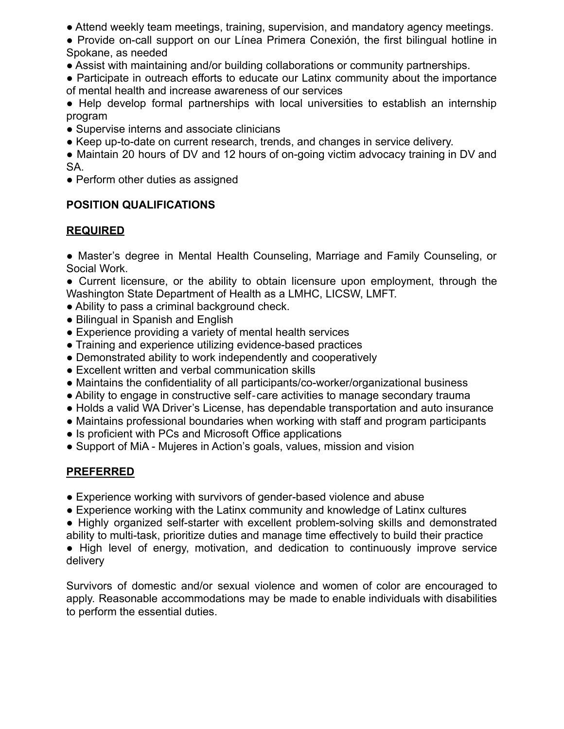- Attend weekly team meetings, training, supervision, and mandatory agency meetings.
- Provide on-call support on our Línea Primera Conexión, the first bilingual hotline in Spokane, as needed
- Assist with maintaining and/or building collaborations or community partnerships.
- Participate in outreach efforts to educate our Latinx community about the importance of mental health and increase awareness of our services
- Help develop formal partnerships with local universities to establish an internship program
- Supervise interns and associate clinicians
- Keep up-to-date on current research, trends, and changes in service delivery.
- Maintain 20 hours of DV and 12 hours of on-going victim advocacy training in DV and SA.
- Perform other duties as assigned

**POSITION QUALIFICATIONS**

**REQUIRED**

- Master's degree in Mental Health Counseling, Marriage and Family Counseling, or Social Work.
- Current licensure, or the ability to obtain licensure upon employment, through the Washington State Department of Health as a LMHC, LICSW, LMFT.
- Ability to pass a criminal background check.
- Bilingual in Spanish and English
- Experience providing a variety of mental health services
- Training and experience utilizing evidence-based practices
- Demonstrated ability to work independently and cooperatively
- Excellent written and verbal communication skills
- Maintains the confidentiality of all participants/co-worker/organizational business
- Ability to engage in constructive self-care activities to manage secondary trauma
- Holds a valid WA Driver's License, has dependable transportation and auto insurance
- Maintains professional boundaries when working with staff and program participants
- Is proficient with PCs and Microsoft Office applications
- Support of MiA - Mujeres in Action's goals, values, mission and vision

**PREFERRED**

- Experience working with survivors of gender-based violence and abuse
- Experience working with the Latinx community and knowledge of Latinx cultures
- Highly organized self-starter with excellent problem-solving skills and demonstrated ability to multi-task, prioritize duties and manage time effectively to build their practice
- High level of energy, motivation, and dedication to continuously improve service delivery

Survivors of domestic and/or sexual violence and women of color are encouraged to apply. Reasonable accommodations may be made to enable individuals with disabilities to perform the essential duties.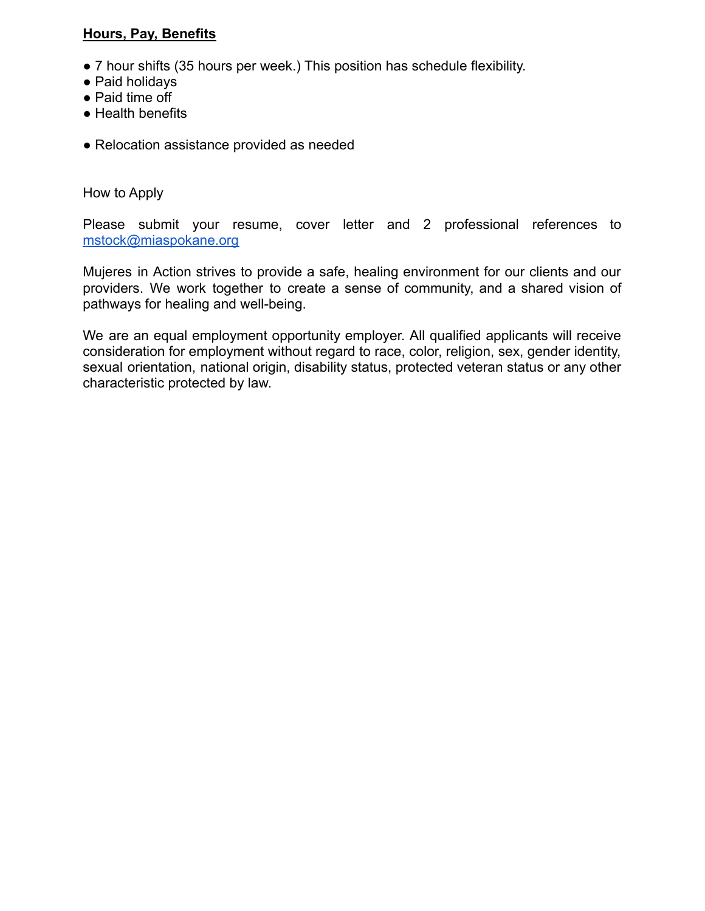**Hours, Pay, Benefits**

- 7 hour shifts (35 hours per week.) This position has schedule flexibility.
- Paid holidays
- Paid time off
- Health benefits

- Relocation assistance provided as needed

How to Apply

Please submit your resume, cover letter and 2 professional references to mstock@miaspokane.org

Mujeres in Action strives to provide a safe, healing environment for our clients and our providers. We work together to create a sense of community, and a shared vision of pathways for healing and well-being.

We are an equal employment opportunity employer. All qualified applicants will receive consideration for employment without regard to race, color, religion, sex, gender identity, sexual orientation, national origin, disability status, protected veteran status or any other characteristic protected by law.